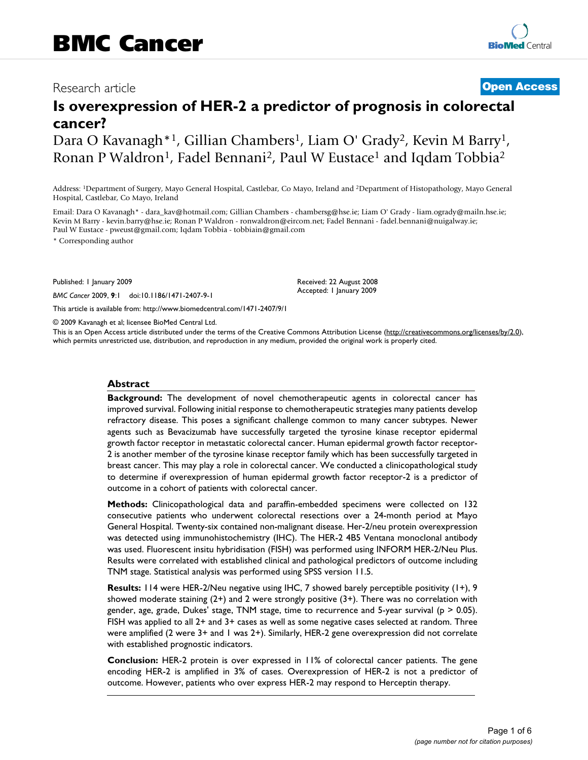BMC Cancer

Research article

Open Access

# Is overexpression of HER-2 a predictor of prognosis in colorectal cancer?

Dara O Kavanagh*[1], Gillian Chambers[1], Liam O' Grady[2], Kevin M Barry[1], Ronan P Waldron[1], Fadel Bennani[2], Paul W Eustace[1] and Iqdam Tobbia[2]

Address: [1]Department of Surgery, Mayo General Hospital, Castlebar, Co Mayo, Ireland and [2]Department of Histopathology, Mayo General Hospital, Castlebar, Co Mayo, Ireland

Email: Dara O Kavanagh* - dara_kav@hotmail.com; Gillian Chambers - chambersg@hse.ie; Liam O' Grady - liam.ogrady@mailn.hse.ie; Kevin M Barry - kevin.barry@hse.ie; Ronan P Waldron - ronwaldron@eircom.net; Fadel Bennani - fadel.bennani@nuigalway.ie; Paul W Eustace - pweust@gmail.com; Iqdam Tobbia - tobbiain@gmail.com

\* Corresponding author

Published: 1 January 2009

*BMC Cancer* 2009, **9**:1 doi:10.1186/1471-2407-9-1

Received: 22 August 2008
Accepted: 1 January 2009

This article is available from: http://www.biomedcentral.com/1471-2407/9/1

© 2009 Kavanagh et al; licensee BioMed Central Ltd.

This is an Open Access article distributed under the terms of the Creative Commons Attribution License (http://creativecommons.org/licenses/by/2.0), which permits unrestricted use, distribution, and reproduction in any medium, provided the original work is properly cited.

## Abstract

**Background:** The development of novel chemotherapeutic agents in colorectal cancer has improved survival. Following initial response to chemotherapeutic strategies many patients develop refractory disease. This poses a significant challenge common to many cancer subtypes. Newer agents such as Bevacizumab have successfully targeted the tyrosine kinase receptor epidermal growth factor receptor in metastatic colorectal cancer. Human epidermal growth factor receptor-2 is another member of the tyrosine kinase receptor family which has been successfully targeted in breast cancer. This may play a role in colorectal cancer. We conducted a clinicopathological study to determine if overexpression of human epidermal growth factor receptor-2 is a predictor of outcome in a cohort of patients with colorectal cancer.

**Methods:** Clinicopathological data and paraffin-embedded specimens were collected on 132 consecutive patients who underwent colorectal resections over a 24-month period at Mayo General Hospital. Twenty-six contained non-malignant disease. Her-2/neu protein overexpression was detected using immunohistochemistry (IHC). The HER-2 4B5 Ventana monoclonal antibody was used. Fluorescent insitu hybridisation (FISH) was performed using INFORM HER-2/Neu Plus. Results were correlated with established clinical and pathological predictors of outcome including TNM stage. Statistical analysis was performed using SPSS version 11.5.

**Results:** 114 were HER-2/Neu negative using IHC, 7 showed barely perceptible positivity (1+), 9 showed moderate staining (2+) and 2 were strongly positive (3+). There was no correlation with gender, age, grade, Dukes' stage, TNM stage, time to recurrence and 5-year survival ($p > 0.05$). FISH was applied to all 2+ and 3+ cases as well as some negative cases selected at random. Three were amplified (2 were 3+ and 1 was 2+). Similarly, HER-2 gene overexpression did not correlate with established prognostic indicators.

**Conclusion:** HER-2 protein is over expressed in 11% of colorectal cancer patients. The gene encoding HER-2 is amplified in 3% of cases. Overexpression of HER-2 is not a predictor of outcome. However, patients who over express HER-2 may respond to Herceptin therapy.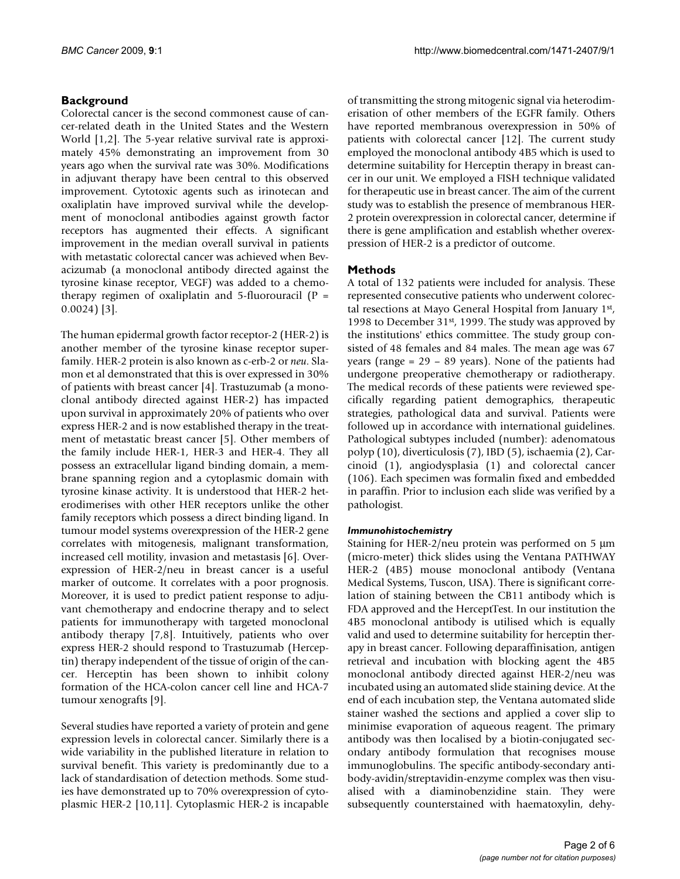## Background

Colorectal cancer is the second commonest cause of cancer-related death in the United States and the Western World [1,2]. The 5-year relative survival rate is approximately 45% demonstrating an improvement from 30 years ago when the survival rate was 30%. Modifications in adjuvant therapy have been central to this observed improvement. Cytotoxic agents such as irinotecan and oxaliplatin have improved survival while the development of monoclonal antibodies against growth factor receptors has augmented their effects. A significant improvement in the median overall survival in patients with metastatic colorectal cancer was achieved when Bevacizumab (a monoclonal antibody directed against the tyrosine kinase receptor, VEGF) was added to a chemotherapy regimen of oxaliplatin and 5-fluorouracil ($P = 0.0024$) [3].

The human epidermal growth factor receptor-2 (HER-2) is another member of the tyrosine kinase receptor superfamily. HER-2 protein is also known as c-erb-2 or *neu*. Slamon et al demonstrated that this is over expressed in 30% of patients with breast cancer [4]. Trastuzumab (a monoclonal antibody directed against HER-2) has impacted upon survival in approximately 20% of patients who over express HER-2 and is now established therapy in the treatment of metastatic breast cancer [5]. Other members of the family include HER-1, HER-3 and HER-4. They all possess an extracellular ligand binding domain, a membrane spanning region and a cytoplasmic domain with tyrosine kinase activity. It is understood that HER-2 heterodimerises with other HER receptors unlike the other family receptors which possess a direct binding ligand. In tumour model systems overexpression of the HER-2 gene correlates with mitogenesis, malignant transformation, increased cell motility, invasion and metastasis [6]. Overexpression of HER-2/neu in breast cancer is a useful marker of outcome. It correlates with a poor prognosis. Moreover, it is used to predict patient response to adjuvant chemotherapy and endocrine therapy and to select patients for immunotherapy with targeted monoclonal antibody therapy [7,8]. Intuitively, patients who over express HER-2 should respond to Trastuzumab (Herceptin) therapy independent of the tissue of origin of the cancer. Herceptin has been shown to inhibit colony formation of the HCA-colon cancer cell line and HCA-7 tumour xenografts [9].

Several studies have reported a variety of protein and gene expression levels in colorectal cancer. Similarly there is a wide variability in the published literature in relation to survival benefit. This variety is predominantly due to a lack of standardisation of detection methods. Some studies have demonstrated up to 70% overexpression of cytoplasmic HER-2 [10,11]. Cytoplasmic HER-2 is incapable of transmitting the strong mitogenic signal via heterodimerisation of other members of the EGFR family. Others have reported membranous overexpression in 50% of patients with colorectal cancer [12]. The current study employed the monoclonal antibody 4B5 which is used to determine suitability for Herceptin therapy in breast cancer in our unit. We employed a FISH technique validated for therapeutic use in breast cancer. The aim of the current study was to establish the presence of membranous HER-2 protein overexpression in colorectal cancer, determine if there is gene amplification and establish whether overexpression of HER-2 is a predictor of outcome.

## Methods

A total of 132 patients were included for analysis. These represented consecutive patients who underwent colorectal resections at Mayo General Hospital from January 1st, 1998 to December 31st, 1999. The study was approved by the institutions' ethics committee. The study group consisted of 48 females and 84 males. The mean age was 67 years (range = 29 – 89 years). None of the patients had undergone preoperative chemotherapy or radiotherapy. The medical records of these patients were reviewed specifically regarding patient demographics, therapeutic strategies, pathological data and survival. Patients were followed up in accordance with international guidelines. Pathological subtypes included (number): adenomatous polyp (10), diverticulosis (7), IBD (5), ischaemia (2), Carcinoid (1), angiodysplasia (1) and colorectal cancer (106). Each specimen was formalin fixed and embedded in paraffin. Prior to inclusion each slide was verified by a pathologist.

### *Immunohistochemistry*

Staining for HER-2/neu protein was performed on 5 μm (micro-meter) thick slides using the Ventana PATHWAY HER-2 (4B5) mouse monoclonal antibody (Ventana Medical Systems, Tuscon, USA). There is significant correlation of staining between the CB11 antibody which is FDA approved and the HerceptTest. In our institution the 4B5 monoclonal antibody is utilised which is equally valid and used to determine suitability for herceptin therapy in breast cancer. Following deparaffinisation, antigen retrieval and incubation with blocking agent the 4B5 monoclonal antibody directed against HER-2/neu was incubated using an automated slide staining device. At the end of each incubation step, the Ventana automated slide stainer washed the sections and applied a cover slip to minimise evaporation of aqueous reagent. The primary antibody was then localised by a biotin-conjugated secondary antibody formulation that recognises mouse immunoglobulins. The specific antibody-secondary antibody-avidin/streptavidin-enzyme complex was then visualised with a diaminobenzidine stain. They were subsequently counterstained with haematoxylin, dehy-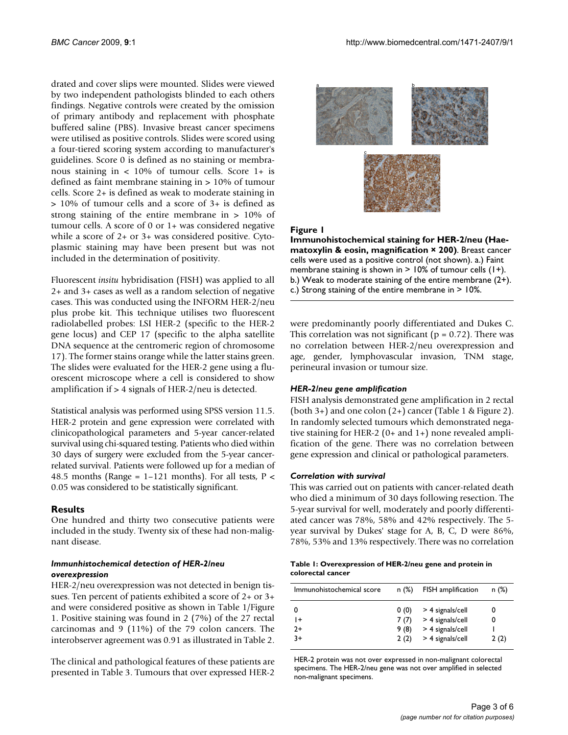drated and cover slips were mounted. Slides were viewed by two independent pathologists blinded to each others findings. Negative controls were created by the omission of primary antibody and replacement with phosphate buffered saline (PBS). Invasive breast cancer specimens were utilised as positive controls. Slides were scored using a four-tiered scoring system according to manufacturer's guidelines. Score 0 is defined as no staining or membranous staining in < 10% of tumour cells. Score 1+ is defined as faint membrane staining in > 10% of tumour cells. Score 2+ is defined as weak to moderate staining in > 10% of tumour cells and a score of 3+ is defined as strong staining of the entire membrane in > 10% of tumour cells. A score of 0 or 1+ was considered negative while a score of 2+ or 3+ was considered positive. Cytoplasmic staining may have been present but was not included in the determination of positivity.

Fluorescent *insitu* hybridisation (FISH) was applied to all 2+ and 3+ cases as well as a random selection of negative cases. This was conducted using the INFORM HER-2/neu plus probe kit. This technique utilises two fluorescent radiolabelled probes: LSI HER-2 (specific to the HER-2 gene locus) and CEP 17 (specific to the alpha satellite DNA sequence at the centromeric region of chromosome 17). The former stains orange while the latter stains green. The slides were evaluated for the HER-2 gene using a fluorescent microscope where a cell is considered to show amplification if > 4 signals of HER-2/neu is detected.

Statistical analysis was performed using SPSS version 11.5. HER-2 protein and gene expression were correlated with clinicopathological parameters and 5-year cancer-related survival using chi-squared testing. Patients who died within 30 days of surgery were excluded from the 5-year cancer-related survival. Patients were followed up for a median of 48.5 months (Range = 1–121 months). For all tests, $P < 0.05$ was considered to be statistically significant.

## Results

One hundred and thirty two consecutive patients were included in the study. Twenty six of these had non-malignant disease.

### *Immunhistochemical detection of HER-2/neu overexpression*

HER-2/neu overexpression was not detected in benign tissues. Ten percent of patients exhibited a score of 2+ or 3+ and were considered positive as shown in Table 1/Figure 1. Positive staining was found in 2 (7%) of the 27 rectal carcinomas and 9 (11%) of the 79 colon cancers. The interobserver agreement was 0.91 as illustrated in Table 2.

The clinical and pathological features of these patients are presented in Table 3. Tumours that over expressed HER-2 were predominantly poorly differentiated and Dukes C. This correlation was not significant ($p = 0.72$). There was no correlation between HER-2/neu overexpression and age, gender, lymphovascular invasion, TNM stage, perineural invasion or tumour size.

**Figure 1**

**Immunohistochemical staining for HER-2/neu (Haematoxylin & eosin, magnification × 200)**. Breast cancer cells were used as a positive control (not shown). a.) Faint membrane staining is shown in > 10% of tumour cells (1+). b.) Weak to moderate staining of the entire membrane (2+). c.) Strong staining of the entire membrane in > 10%.

### *HER-2/neu gene amplification*

FISH analysis demonstrated gene amplification in 2 rectal (both 3+) and one colon (2+) cancer (Table 1 & Figure 2). In randomly selected tumours which demonstrated negative staining for HER-2 (0+ and 1+) none revealed amplification of the gene. There was no correlation between gene expression and clinical or pathological parameters.

### *Correlation with survival*

This was carried out on patients with cancer-related death who died a minimum of 30 days following resection. The 5-year survival for well, moderately and poorly differentiated cancer was 78%, 58% and 42% respectively. The 5-year survival by Dukes' stage for A, B, C, D were 86%, 78%, 53% and 13% respectively. There was no correlation

**Table 1: Overexpression of HER-2/neu gene and protein in colorectal cancer**

| Immunohistochemical score | n (%) | FISH amplification | n (%) |
|---|---|---|---|
| 0 | 0 (0) | > 4 signals/cell | 0 |
| 1+ | 7 (7) | > 4 signals/cell | 0 |
| 2+ | 9 (8) | > 4 signals/cell | 1 |
| 3+ | 2 (2) | > 4 signals/cell | 2 (2) |

HER-2 protein was not over expressed in non-malignant colorectal specimens. The HER-2/neu gene was not over amplified in selected non-malignant specimens.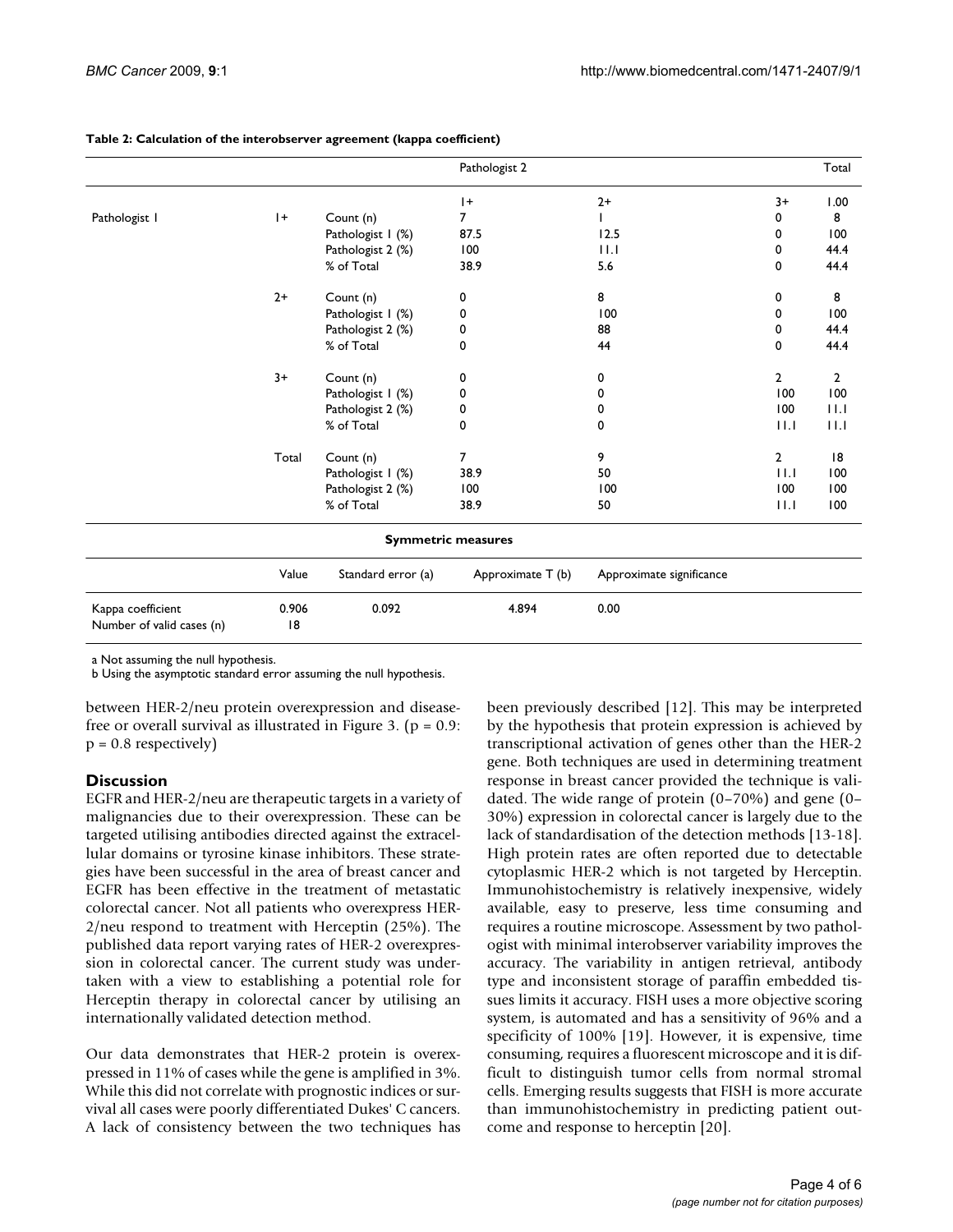**Table 2: Calculation of the interobserver agreement (kappa coefficient)**

| | | | Pathologist 2 | | | Total |
|---|---|---|---|---|---|---|
| | | | 1+ | 2+ | 3+ | 1.00 |
| Pathologist 1 | 1+ | Count (n) | 7 | 1 | 0 | 8 |
| | | Pathologist 1 (%) | 87.5 | 12.5 | 0 | 100 |
| | | Pathologist 2 (%) | 100 | 11.1 | 0 | 44.4 |
| | | % of Total | 38.9 | 5.6 | 0 | 44.4 |
| | 2+ | Count (n) | 0 | 8 | 0 | 8 |
| | | Pathologist 1 (%) | 0 | 100 | 0 | 100 |
| | | Pathologist 2 (%) | 0 | 88 | 0 | 44.4 |
| | | % of Total | 0 | 44 | 0 | 44.4 |
| | 3+ | Count (n) | 0 | 0 | 2 | 2 |
| | | Pathologist 1 (%) | 0 | 0 | 100 | 100 |
| | | Pathologist 2 (%) | 0 | 0 | 100 | 11.1 |
| | | % of Total | 0 | 0 | 11.1 | 11.1 |
| | Total | Count (n) | 7 | 9 | 2 | 18 |
| | | Pathologist 1 (%) | 38.9 | 50 | 11.1 | 100 |
| | | Pathologist 2 (%) | 100 | 100 | 100 | 100 |
| | | % of Total | 38.9 | 50 | 11.1 | 100 |

**Symmetric measures**

| | Value | Standard error (a) | Approximate T (b) | Approximate significance |
|---|---|---|---|---|
| Kappa coefficient | 0.906 | 0.092 | 4.894 | 0.00 |
| Number of valid cases (n) | 18 | | | |

a Not assuming the null hypothesis.
b Using the asymptotic standard error assuming the null hypothesis.

between HER-2/neu protein overexpression and disease-free or overall survival as illustrated in Figure 3. ($p = 0.9$: $p = 0.8$ respectively)

## Discussion

EGFR and HER-2/neu are therapeutic targets in a variety of malignancies due to their overexpression. These can be targeted utilising antibodies directed against the extracellular domains or tyrosine kinase inhibitors. These strategies have been successful in the area of breast cancer and EGFR has been effective in the treatment of metastatic colorectal cancer. Not all patients who overexpress HER-2/neu respond to treatment with Herceptin (25%). The published data report varying rates of HER-2 overexpression in colorectal cancer. The current study was undertaken with a view to establishing a potential role for Herceptin therapy in colorectal cancer by utilising an internationally validated detection method.

Our data demonstrates that HER-2 protein is overexpressed in 11% of cases while the gene is amplified in 3%. While this did not correlate with prognostic indices or survival all cases were poorly differentiated Dukes' C cancers. A lack of consistency between the two techniques has been previously described [12]. This may be interpreted by the hypothesis that protein expression is achieved by transcriptional activation of genes other than the HER-2 gene. Both techniques are used in determining treatment response in breast cancer provided the technique is validated. The wide range of protein (0–70%) and gene (0–30%) expression in colorectal cancer is largely due to the lack of standardisation of the detection methods [13-18]. High protein rates are often reported due to detectable cytoplasmic HER-2 which is not targeted by Herceptin. Immunohistochemistry is relatively inexpensive, widely available, easy to preserve, less time consuming and requires a routine microscope. Assessment by two pathologist with minimal interobserver variability improves the accuracy. The variability in antigen retrieval, antibody type and inconsistent storage of paraffin embedded tissues limits it accuracy. FISH uses a more objective scoring system, is automated and has a sensitivity of 96% and a specificity of 100% [19]. However, it is expensive, time consuming, requires a fluorescent microscope and it is difficult to distinguish tumor cells from normal stromal cells. Emerging results suggests that FISH is more accurate than immunohistochemistry in predicting patient outcome and response to herceptin [20].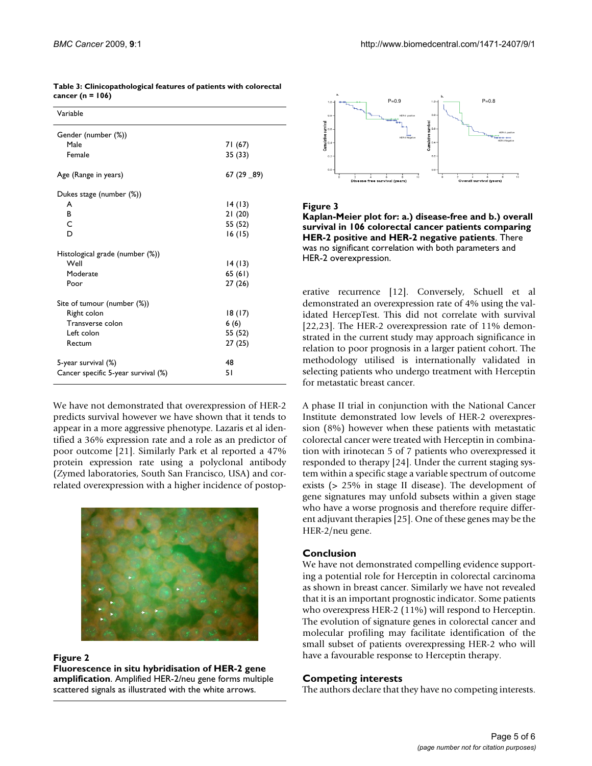**Table 3: Clinicopathological features of patients with colorectal cancer (n = 106)**

| Variable | |
|---|---|
| Gender (number (%)) | |
| Male | 71 (67) |
| Female | 35 (33) |
| Age (Range in years) | 67 (29 _89) |
| Dukes stage (number (%)) | |
| A | 14 (13) |
| B | 21 (20) |
| C | 55 (52) |
| D | 16 (15) |
| Histological grade (number (%)) | |
| Well | 14 (13) |
| Moderate | 65 (61) |
| Poor | 27 (26) |
| Site of tumour (number (%)) | |
| Right colon | 18 (17) |
| Transverse colon | 6 (6) |
| Left colon | 55 (52) |
| Rectum | 27 (25) |
| 5-year survival (%) | 48 |
| Cancer specific 5-year survival (%) | 51 |

We have not demonstrated that overexpression of HER-2 predicts survival however we have shown that it tends to appear in a more aggressive phenotype. Lazaris et al identified a 36% expression rate and a role as an predictor of poor outcome [21]. Similarly Park et al reported a 47% protein expression rate using a polyclonal antibody (Zymed laboratories, South San Francisco, USA) and correlated overexpression with a higher incidence of postoperative recurrence [12]. Conversely, Schuell et al demonstrated an overexpression rate of 4% using the validated HercepTest. This did not correlate with survival [22,23]. The HER-2 overexpression rate of 11% demonstrated in the current study may approach significance in relation to poor prognosis in a larger patient cohort. The methodology utilised is internationally validated in selecting patients who undergo treatment with Herceptin for metastatic breast cancer.

**Figure 2**
**Fluorescence in situ hybridisation of HER-2 gene amplification**. Amplified HER-2/neu gene forms multiple scattered signals as illustrated with the white arrows.

**Figure 3**
**Kaplan-Meier plot for: a.) disease-free and b.) overall survival in 106 colorectal cancer patients comparing HER-2 positive and HER-2 negative patients**. There was no significant correlation with both parameters and HER-2 overexpression.

A phase II trial in conjunction with the National Cancer Institute demonstrated low levels of HER-2 overexpression (8%) however when these patients with metastatic colorectal cancer were treated with Herceptin in combination with irinotecan 5 of 7 patients who overexpressed it responded to therapy [24]. Under the current staging system within a specific stage a variable spectrum of outcome exists (> 25% in stage II disease). The development of gene signatures may unfold subsets within a given stage who have a worse prognosis and therefore require different adjuvant therapies [25]. One of these genes may be the HER-2/neu gene.

## Conclusion

We have not demonstrated compelling evidence supporting a potential role for Herceptin in colorectal carcinoma as shown in breast cancer. Similarly we have not revealed that it is an important prognostic indicator. Some patients who overexpress HER-2 (11%) will respond to Herceptin. The evolution of signature genes in colorectal cancer and molecular profiling may facilitate identification of the small subset of patients overexpressing HER-2 who will have a favourable response to Herceptin therapy.

## Competing interests

The authors declare that they have no competing interests.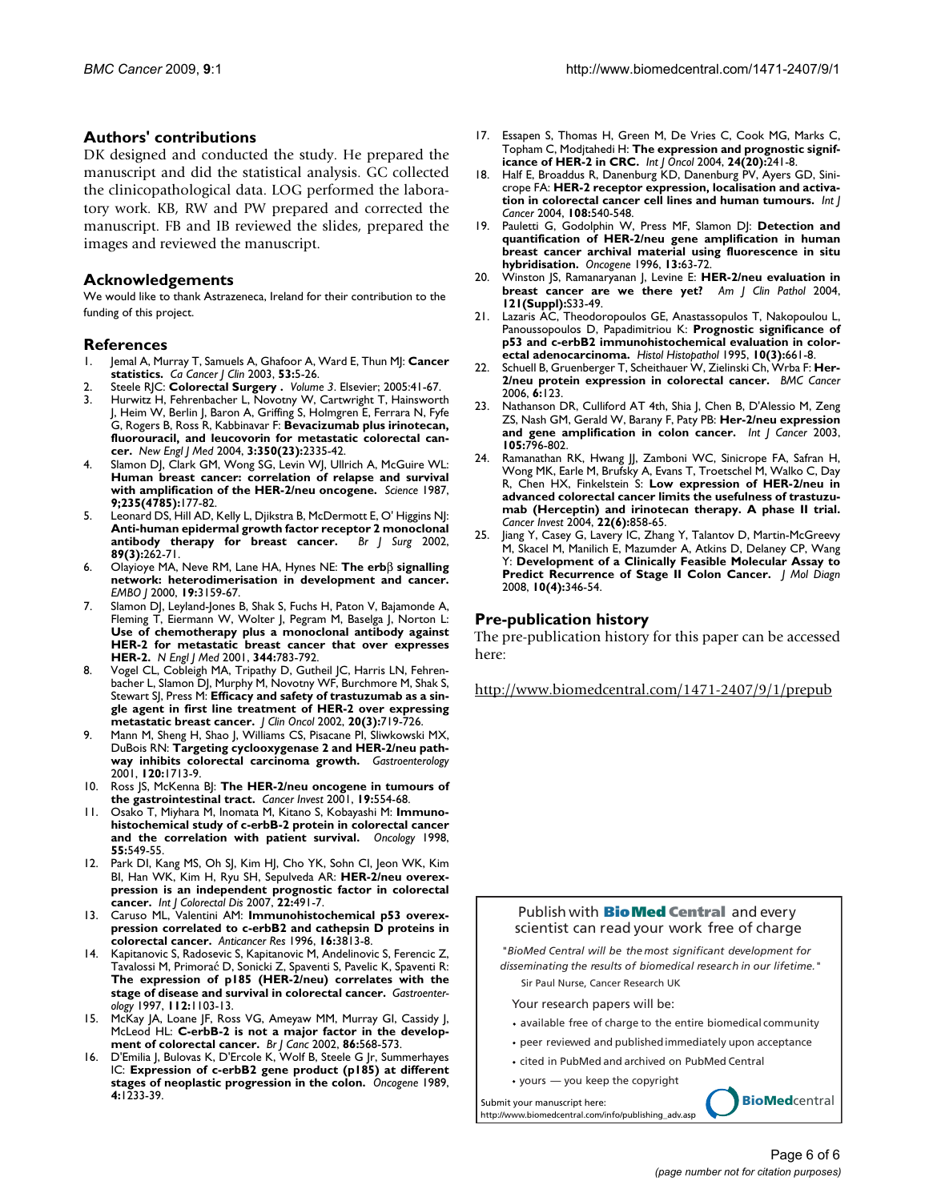## Authors' contributions

DK designed and conducted the study. He prepared the manuscript and did the statistical analysis. GC collected the clinicopathological data. LOG performed the laboratory work. KB, RW and PW prepared and corrected the manuscript. FB and IB reviewed the slides, prepared the images and reviewed the manuscript.

## Acknowledgements

We would like to thank Astrazeneca, Ireland for their contribution to the funding of this project.

## References

1. Jemal A, Murray T, Samuels A, Ghafoor A, Ward E, Thun MJ: **Cancer statistics.** *Ca Cancer J Clin* 2003, **53:**5-26.
2. Steele RJC: **Colorectal Surgery .** *Volume 3*. Elsevier; 2005:41-67.
3. Hurwitz H, Fehrenbacher L, Novotny W, Cartwright T, Hainsworth J, Heim W, Berlin J, Baron A, Griffing S, Holmgren E, Ferrara N, Fyfe G, Rogers B, Ross R, Kabbinavar F: **Bevacizumab plus irinotecan, fluorouracil, and leucovorin for metastatic colorectal cancer.** *New Engl J Med* 2004, **3:350(23):**2335-42.
4. Slamon DJ, Clark GM, Wong SG, Levin WJ, Ullrich A, McGuire WL: **Human breast cancer: correlation of relapse and survival with amplification of the HER-2/neu oncogene.** *Science* 1987, **9;235(4785):**177-82.
5. Leonard DS, Hill AD, Kelly L, Djikstra B, McDermott E, O' Higgins NJ: **Anti-human epidermal growth factor receptor 2 monoclonal antibody therapy for breast cancer.** *Br J Surg* 2002, **89(3):**262-71.
6. Olayioye MA, Neve RM, Lane HA, Hynes NE: **The erbβ signalling network: heterodimerisation in development and cancer.** *EMBO J* 2000, **19:**3159-67.
7. Slamon DJ, Leyland-Jones B, Shak S, Fuchs H, Paton V, Bajamonde A, Fleming T, Eiermann W, Wolter J, Pegram M, Baselga J, Norton L: **Use of chemotherapy plus a monoclonal antibody against HER-2 for metastatic breast cancer that over expresses HER-2.** *N Engl J Med* 2001, **344:**783-792.
8. Vogel CL, Cobleigh MA, Tripathy D, Gutheil JC, Harris LN, Fehrenbacher L, Slamon DJ, Murphy M, Novotny WF, Burchmore M, Shak S, Stewart SJ, Press M: **Efficacy and safety of trastuzumab as a single agent in first line treatment of HER-2 over expressing metastatic breast cancer.** *J Clin Oncol* 2002, **20(3):**719-726.
9. Mann M, Sheng H, Shao J, Williams CS, Pisacane PI, Sliwkowski MX, DuBois RN: **Targeting cyclooxygenase 2 and HER-2/neu pathway inhibits colorectal carcinoma growth.** *Gastroenterology* 2001, **120:**1713-9.
10. Ross JS, McKenna BJ: **The HER-2/neu oncogene in tumours of the gastrointestinal tract.** *Cancer Invest* 2001, **19:**554-68.
11. Osako T, Miyhara M, Inomata M, Kitano S, Kobayashi M: **Immunohistochemical study of c-erbB-2 protein in colorectal cancer and the correlation with patient survival.** *Oncology* 1998, **55:**549-55.
12. Park DI, Kang MS, Oh SJ, Kim HJ, Cho YK, Sohn CI, Jeon WK, Kim BI, Han WK, Kim H, Ryu SH, Sepulveda AR: **HER-2/neu overexpression is an independent prognostic factor in colorectal cancer.** *Int J Colorectal Dis* 2007, **22:**491-7.
13. Caruso ML, Valentini AM: **Immunohistochemical p53 overexpression correlated to c-erbB2 and cathepsin D proteins in colorectal cancer.** *Anticancer Res* 1996, **16:**3813-8.
14. Kapitanovic S, Radosevic S, Kapitanovic M, Andelinovic S, Ferencic Z, Tavalossi M, Primorać D, Sonicki Z, Spaventi S, Pavelic K, Spaventi R: **The expression of p185 (HER-2/neu) correlates with the stage of disease and survival in colorectal cancer.** *Gastroenterology* 1997, **112:**1103-13.
15. McKay JA, Loane JF, Ross VG, Ameyaw MM, Murray GI, Cassidy J, McLeod HL: **C-erbB-2 is not a major factor in the development of colorectal cancer.** *Br J Canc* 2002, **86:**568-573.
16. D'Emilia J, Bulovas K, D'Ercole K, Wolf B, Steele G Jr, Summerhayes IC: **Expression of c-erbB2 gene product (p185) at different stages of neoplastic progression in the colon.** *Oncogene* 1989, **4:**1233-39.
17. Essapen S, Thomas H, Green M, De Vries C, Cook MG, Marks C, Topham C, Modjtahedi H: **The expression and prognostic significance of HER-2 in CRC.** *Int J Oncol* 2004, **24(20):**241-8.
18. Half E, Broaddus R, Danenburg KD, Danenburg PV, Ayers GD, Sinicrope FA: **HER-2 receptor expression, localisation and activation in colorectal cancer cell lines and human tumours.** *Int J Cancer* 2004, **108:**540-548.
19. Pauletti G, Godolphin W, Press MF, Slamon DJ: **Detection and quantification of HER-2/neu gene amplification in human breast cancer archival material using fluorescence in situ hybridisation.** *Oncogene* 1996, **13:**63-72.
20. Winston JS, Ramanaryanan J, Levine E: **HER-2/neu evaluation in breast cancer are we there yet?** *Am J Clin Pathol* 2004, **121(Suppl):**S33-49.
21. Lazaris AC, Theodoropoulos GE, Anastassopulos T, Nakopoulou L, Panoussopoulos D, Papadimitriou K: **Prognostic significance of p53 and c-erbB2 immunohistochemical evaluation in colorectal adenocarcinoma.** *Histol Histopathol* 1995, **10(3):**661-8.
22. Schuell B, Gruenberger T, Scheithauer W, Zielinski Ch, Wrba F: **Her-2/neu protein expression in colorectal cancer.** *BMC Cancer* 2006, **6:**123.
23. Nathanson DR, Culliford AT 4th, Shia J, Chen B, D'Alessio M, Zeng ZS, Nash GM, Gerald W, Barany F, Paty PB: **Her-2/neu expression and gene amplification in colon cancer.** *Int J Cancer* 2003, **105:**796-802.
24. Ramanathan RK, Hwang JJ, Zamboni WC, Sinicrope FA, Safran H, Wong MK, Earle M, Brufsky A, Evans T, Troetschel M, Walko C, Day R, Chen HX, Finkelstein S: **Low expression of HER-2/neu in advanced colorectal cancer limits the usefulness of trastuzumab (Herceptin) and irinotecan therapy. A phase II trial.** *Cancer Invest* 2004, **22(6):**858-65.
25. Jiang Y, Casey G, Lavery IC, Zhang Y, Talantov D, Martin-McGreevy M, Skacel M, Manilich E, Mazumder A, Atkins D, Delaney CP, Wang Y: **Development of a Clinically Feasible Molecular Assay to Predict Recurrence of Stage II Colon Cancer.** *J Mol Diagn* 2008, **10(4):**346-54.

## Pre-publication history

The pre-publication history for this paper can be accessed here:

http://www.biomedcentral.com/1471-2407/9/1/prepub

Publish with **BioMed Central** and every scientist can read your work free of charge

*"BioMed Central will be the most significant development for disseminating the results of biomedical research in our lifetime."*

Sir Paul Nurse, Cancer Research UK

Your research papers will be:

- available free of charge to the entire biomedical community
- peer reviewed and published immediately upon acceptance
- cited in PubMed and archived on PubMed Central
- yours — you keep the copyright

Submit your manuscript here:
http://www.biomedcentral.com/info/publishing_adv.asp

BioMedcentral